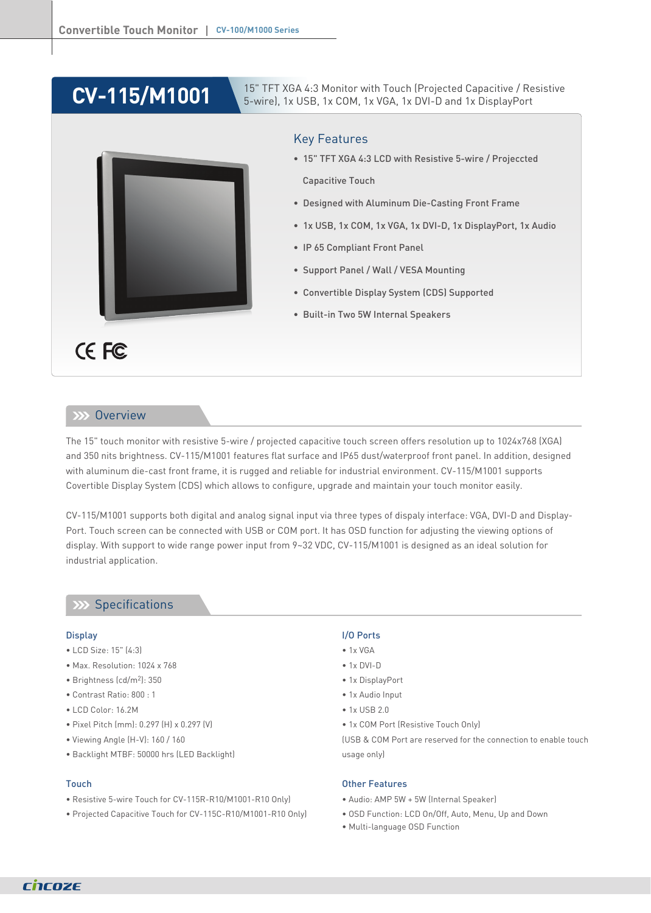# CV-115/M1001

15" TFT XGA 4:3 Monitor with Touch (Projected Capacitive / Resistive 5-wire), 1x USB, 1x COM, 1x VGA, 1x DVI-D and 1x DisplayPort

## Key Features

- 15" TFT XGA 4:3 LCD with Resistive 5-wire / Projeccted Capacitive Touch
- Designed with Aluminum Die-Casting Front Frame
- 1x USB, 1x COM, 1x VGA, 1x DVI-D, 1x DisplayPort, 1x Audio
- IP 65 Compliant Front Panel
- Support Panel / Wall / VESA Mounting
- Convertible Display System (CDS) Supported
- Built-in Two 5W Internal Speakers

## Overview

The 15" touch monitor with resistive 5-wire / projected capacitive touch screen offers resolution up to 1024x768 (XGA) and 350 nits brightness. CV-115/M1001 features flat surface and IP65 dust/waterproof front panel. In addition, designed with aluminum die-cast front frame, it is rugged and reliable for industrial environment. CV-115/M1001 supports Covertible Display System (CDS) which allows to configure, upgrade and maintain your touch monitor easily.

CV-115/M1001 supports both digital and analog signal input via three types of dispaly interface: VGA, DVI-D and Display-Port. Touch screen can be connected with USB or COM port. It has OSD function for adjusting the viewing options of display. With support to wide range power input from 9~32 VDC, CV-115/M1001 is designed as an ideal solution for industrial application.

## Specifications

### Display

- LCD Size: 15" (4:3)
- Max. Resolution: 1024 x 768
- Brightness (cd/m$^2$): 350
- Contrast Ratio: 800 : 1
- LCD Color: 16.2M
- Pixel Pitch (mm): 0.297 (H) x 0.297 (V)
- Viewing Angle (H-V): 160 / 160
- Backlight MTBF: 50000 hrs (LED Backlight)

### Touch

- Resistive 5-wire Touch for CV-115R-R10/M1001-R10 Only)
- Projected Capacitive Touch for CV-115C-R10/M1001-R10 Only)

### I/O Ports

- 1x VGA
- 1x DVI-D
- 1x DisplayPort
- 1x Audio Input
- 1x USB 2.0
- 1x COM Port (Resistive Touch Only)

(USB & COM Port are reserved for the connection to enable touch usage only)

### Other Features

- Audio: AMP 5W + 5W (Internal Speaker)
- OSD Function: LCD On/Off, Auto, Menu, Up and Down
- Multi-language OSD Function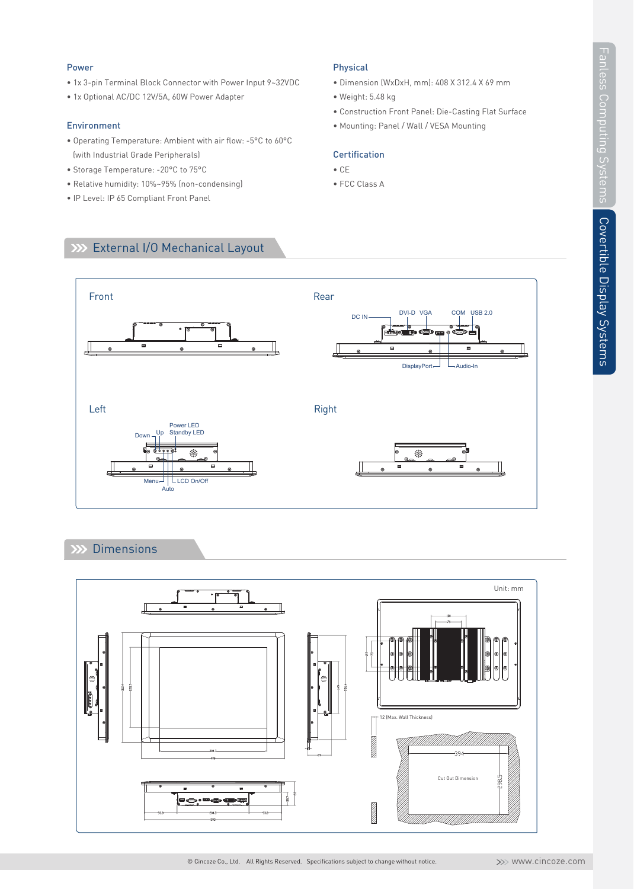## Power

- 1x 3-pin Terminal Block Connector with Power Input 9~32VDC
- 1x Optional AC/DC 12V/5A, 60W Power Adapter

## Environment

- Operating Temperature: Ambient with air flow: -5°C to 60°C (with Industrial Grade Peripherals)
- Storage Temperature: -20°C to 75°C
- Relative humidity: 10%~95% (non-condensing)
- IP Level: IP 65 Compliant Front Panel

## Physical

- Dimension (WxDxH, mm): 408 X 312.4 X 69 mm
- Weight: 5.48 kg
- Construction Front Panel: Die-Casting Flat Surface
- Mounting: Panel / Wall / VESA Mounting

## Certification

- CE
- FCC Class A

## External I/O Mechanical Layout

Front

Rear

DC IN, DVI-D, VGA, COM, USB 2.0, DisplayPort, Audio-In

Left

Down, Up, Power LED, Standby LED, Menu, Auto, LCD On/Off

Right

## Dimensions

Unit: mm

12 (Max. Wall Thickness)

394

Cut Out Dimension

298.5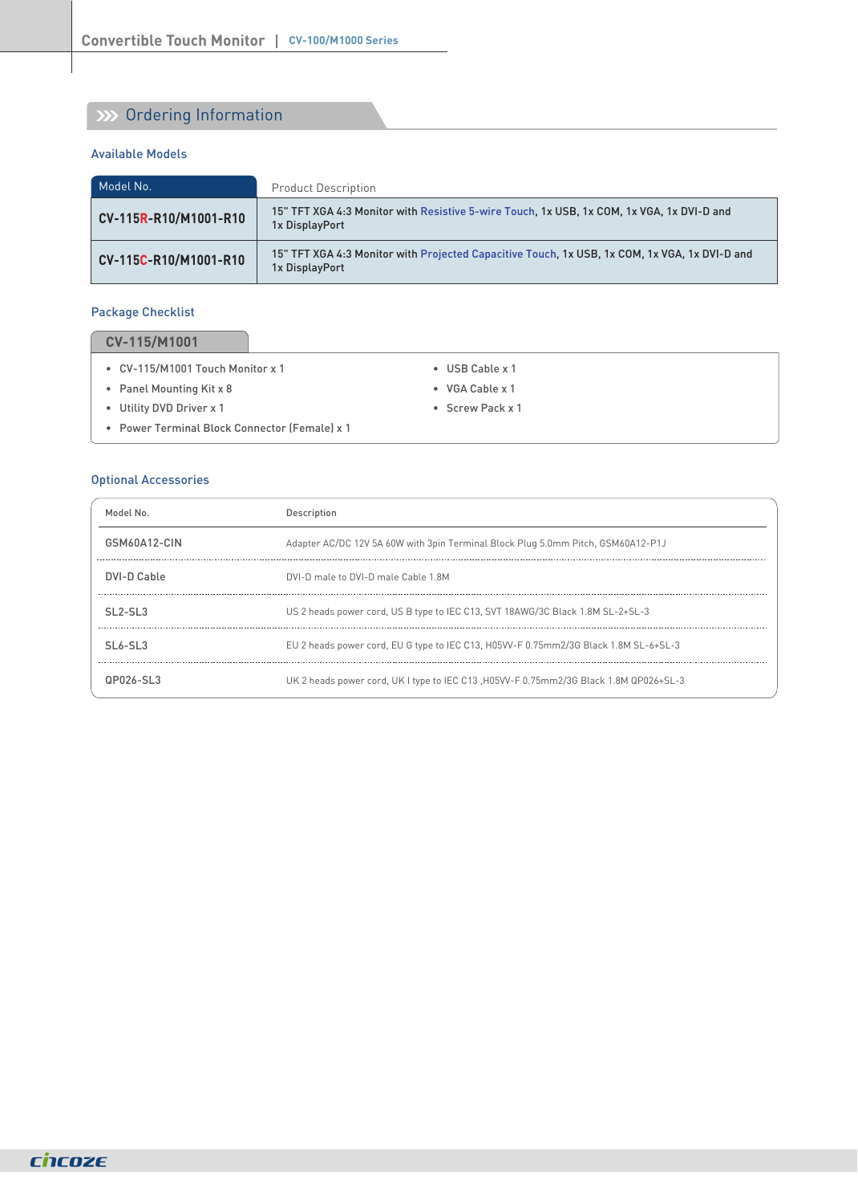## Ordering Information

### Available Models

| Model No. | Product Description |
|---|---|
| CV-115R-R10/M1001-R10 | 15" TFT XGA 4:3 Monitor with Resistive 5-wire Touch, 1x USB, 1x COM, 1x VGA, 1x DVI-D and 1x DisplayPort |
| CV-115C-R10/M1001-R10 | 15" TFT XGA 4:3 Monitor with Projected Capacitive Touch, 1x USB, 1x COM, 1x VGA, 1x DVI-D and 1x DisplayPort |

### Package Checklist

**CV-115/M1001**

- CV-115/M1001 Touch Monitor x 1
- Panel Mounting Kit x 8
- Utility DVD Driver x 1
- Power Terminal Block Connector (Female) x 1
- USB Cable x 1
- VGA Cable x 1
- Screw Pack x 1

### Optional Accessories

| Model No. | Description |
|---|---|
| GSM60A12-CIN | Adapter AC/DC 12V 5A 60W with 3pin Terminal Block Plug 5.0mm Pitch, GSM60A12-P1J |
| DVI-D Cable | DVI-D male to DVI-D male Cable 1.8M |
| SL2-SL3 | US 2 heads power cord, US B type to IEC C13, SVT 18AWG/3C Black 1.8M SL-2+SL-3 |
| SL6-SL3 | EU 2 heads power cord, EU G type to IEC C13, H05VV-F 0.75mm2/3G Black 1.8M SL-6+SL-3 |
| QP026-SL3 | UK 2 heads power cord, UK I type to IEC C13 ,H05VV-F 0.75mm2/3G Black 1.8M QP026+SL-3 |